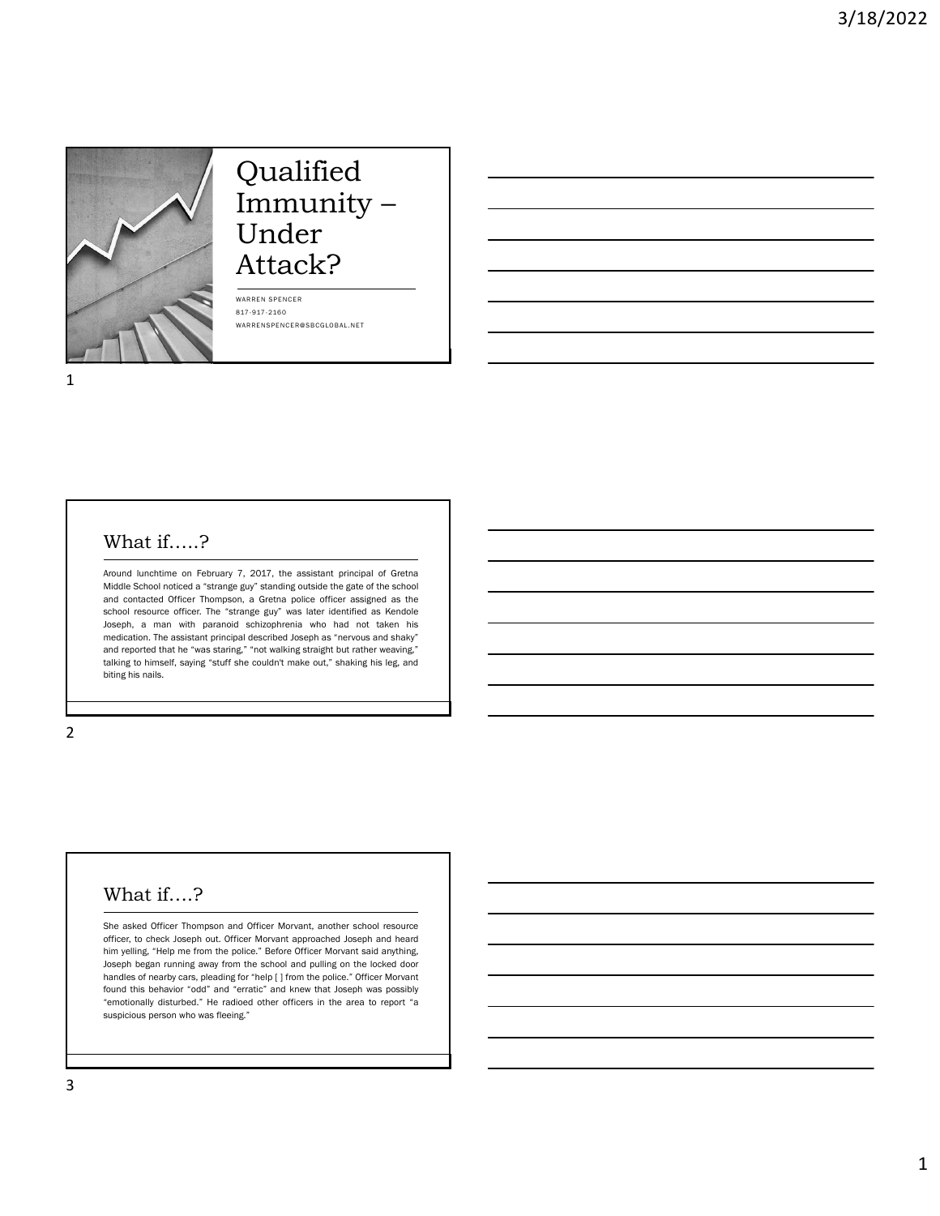# Qualified Immunity – Under Attack?

WARREN SPENCER
817-917-2160
WARRENSPENCER@SBCGLOBAL.NET

## What if…..?

Around lunchtime on February 7, 2017, the assistant principal of Gretna Middle School noticed a "strange guy" standing outside the gate of the school and contacted Officer Thompson, a Gretna police officer assigned as the school resource officer. The "strange guy" was later identified as Kendole Joseph, a man with paranoid schizophrenia who had not taken his medication. The assistant principal described Joseph as "nervous and shaky" and reported that he "was staring," "not walking straight but rather weaving," talking to himself, saying "stuff she couldn't make out," shaking his leg, and biting his nails.

## What if….?

She asked Officer Thompson and Officer Morvant, another school resource officer, to check Joseph out. Officer Morvant approached Joseph and heard him yelling, "Help me from the police." Before Officer Morvant said anything, Joseph began running away from the school and pulling on the locked door handles of nearby cars, pleading for "help [ ] from the police." Officer Morvant found this behavior "odd" and "erratic" and knew that Joseph was possibly "emotionally disturbed." He radioed other officers in the area to report "a suspicious person who was fleeing."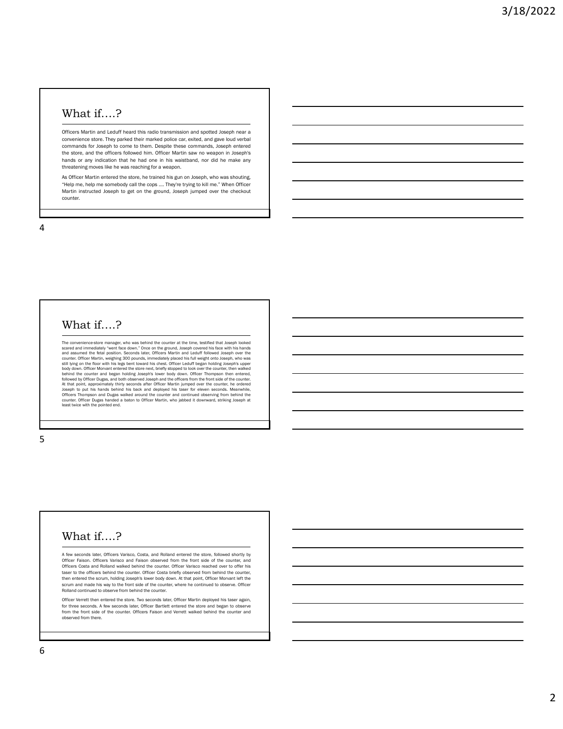## What if….?

Officers Martin and Leduff heard this radio transmission and spotted Joseph near a convenience store. They parked their marked police car, exited, and gave loud verbal commands for Joseph to come to them. Despite these commands, Joseph entered the store, and the officers followed him. Officer Martin saw no weapon in Joseph's hands or any indication that he had one in his waistband, nor did he make any threatening moves like he was reaching for a weapon.

As Officer Martin entered the store, he trained his gun on Joseph, who was shouting, "Help me, help me somebody call the cops .... They're trying to kill me." When Officer Martin instructed Joseph to get on the ground, Joseph jumped over the checkout counter.

## What if….?

The convenience-store manager, who was behind the counter at the time, testified that Joseph looked scared and immediately "went face down." Once on the ground, Joseph covered his face with his hands and assumed the fetal position. Seconds later, Officers Martin and Leduff followed Joseph over the counter. Officer Martin, weighing 300 pounds, immediately placed his full weight onto Joseph, who was still lying on the floor with his legs bent toward his chest. Officer Leduff began holding Joseph's upper body down. Officer Morvant entered the store next, briefly stopped to look over the counter, then walked behind the counter and began holding Joseph's lower body down. Officer Thompson then entered, followed by Officer Dugas, and both observed Joseph and the officers from the front side of the counter. At that point, approximately thirty seconds after Officer Martin jumped over the counter, he ordered Joseph to put his hands behind his back and deployed his taser for eleven seconds. Meanwhile, Officers Thompson and Dugas walked around the counter and continued observing from behind the counter. Officer Dugas handed a baton to Officer Martin, who jabbed it downward, striking Joseph at least twice with the pointed end.

## What if….?

A few seconds later, Officers Varisco, Costa, and Rolland entered the store, followed shortly by Officer Faison. Officers Varisco and Faison observed from the front side of the counter, and Officers Costa and Rolland walked behind the counter. Officer Varisco reached over to offer his taser to the officers behind the counter. Officer Costa briefly observed from behind the counter, then entered the scrum, holding Joseph's lower body down. At that point, Officer Morvant left the scrum and made his way to the front side of the counter, where he continued to observe. Officer Rolland continued to observe from behind the counter.

Officer Verrett then entered the store. Two seconds later, Officer Martin deployed his taser again, for three seconds. A few seconds later, Officer Bartlett entered the store and began to observe from the front side of the counter. Officers Faison and Verrett walked behind the counter and observed from there.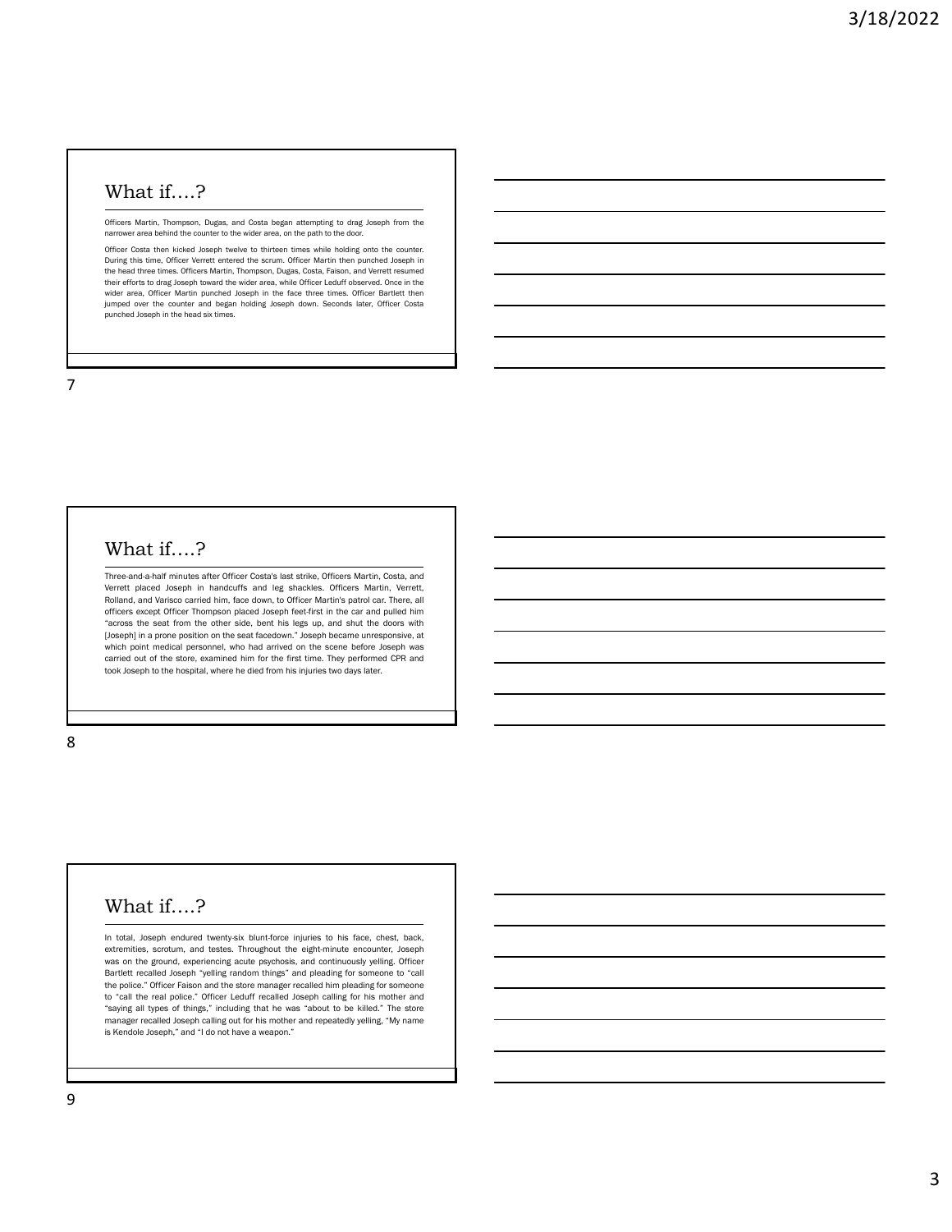## What if….?

Officers Martin, Thompson, Dugas, and Costa began attempting to drag Joseph from the narrower area behind the counter to the wider area, on the path to the door.

Officer Costa then kicked Joseph twelve to thirteen times while holding onto the counter. During this time, Officer Verrett entered the scrum. Officer Martin then punched Joseph in the head three times. Officers Martin, Thompson, Dugas, Costa, Faison, and Verrett resumed their efforts to drag Joseph toward the wider area, while Officer Leduff observed. Once in the wider area, Officer Martin punched Joseph in the face three times. Officer Bartlett then jumped over the counter and began holding Joseph down. Seconds later, Officer Costa punched Joseph in the head six times.

## What if….?

Three-and-a-half minutes after Officer Costa's last strike, Officers Martin, Costa, and Verrett placed Joseph in handcuffs and leg shackles. Officers Martin, Verrett, Rolland, and Varisco carried him, face down, to Officer Martin's patrol car. There, all officers except Officer Thompson placed Joseph feet-first in the car and pulled him "across the seat from the other side, bent his legs up, and shut the doors with [Joseph] in a prone position on the seat facedown." Joseph became unresponsive, at which point medical personnel, who had arrived on the scene before Joseph was carried out of the store, examined him for the first time. They performed CPR and took Joseph to the hospital, where he died from his injuries two days later.

## What if….?

In total, Joseph endured twenty-six blunt-force injuries to his face, chest, back, extremities, scrotum, and testes. Throughout the eight-minute encounter, Joseph was on the ground, experiencing acute psychosis, and continuously yelling. Officer Bartlett recalled Joseph "yelling random things" and pleading for someone to "call the police." Officer Faison and the store manager recalled him pleading for someone to "call the real police." Officer Leduff recalled Joseph calling for his mother and "saying all types of things," including that he was "about to be killed." The store manager recalled Joseph calling out for his mother and repeatedly yelling, "My name is Kendole Joseph," and "I do not have a weapon."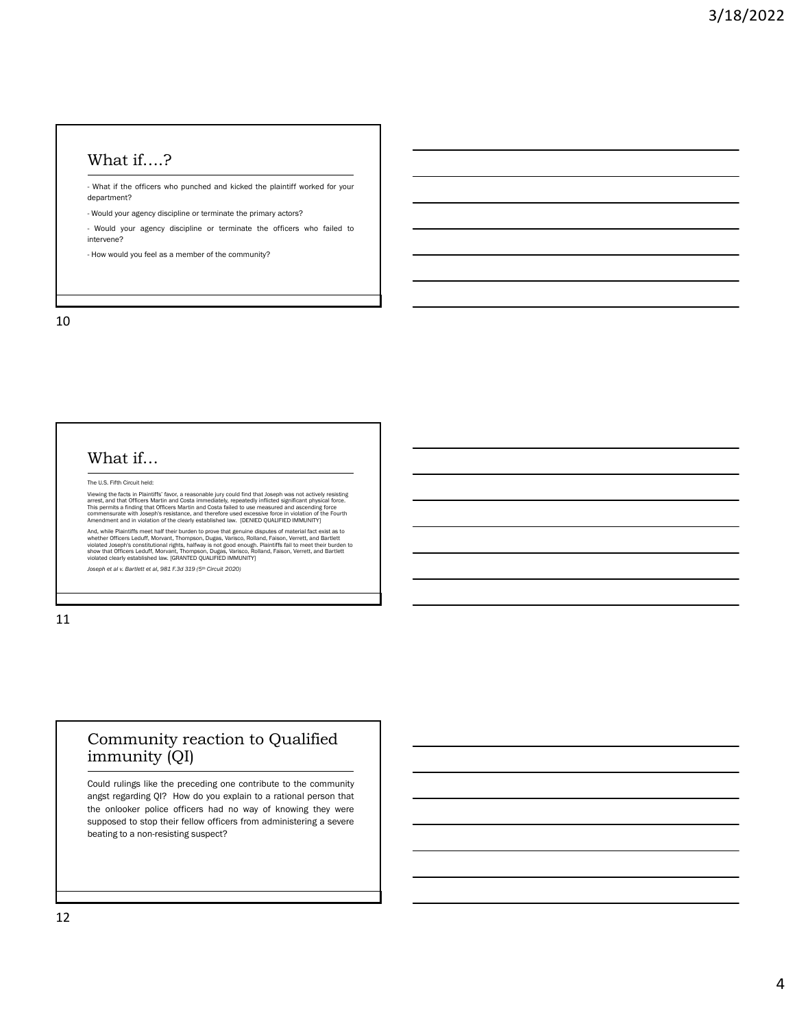## What if….?

- What if the officers who punched and kicked the plaintiff worked for your department?

- Would your agency discipline or terminate the primary actors?

- Would your agency discipline or terminate the officers who failed to intervene?

- How would you feel as a member of the community?

## What if…

The U.S. Fifth Circuit held:

Viewing the facts in Plaintiffs' favor, a reasonable jury could find that Joseph was not actively resisting arrest, and that Officers Martin and Costa immediately, repeatedly inflicted significant physical force. This permits a finding that Officers Martin and Costa failed to use measured and ascending force commensurate with Joseph's resistance, and therefore used excessive force in violation of the Fourth Amendment and in violation of the clearly established law. [DENIED QUALIFIED IMMUNITY]

And, while Plaintiffs meet half their burden to prove that genuine disputes of material fact exist as to whether Officers Leduff, Morvant, Thompson, Dugas, Varisco, Rolland, Faison, Verrett, and Bartlett violated Joseph's constitutional rights, halfway is not good enough. Plaintiffs fail to meet their burden to show that Officers Leduff, Morvant, Thompson, Dugas, Varisco, Rolland, Faison, Verrett, and Bartlett violated clearly established law. [GRANTED QUALIFIED IMMUNITY]

*Joseph et al v. Bartlett et al, 981 F.3d 319 (5th Circuit 2020)*

## Community reaction to Qualified immunity (QI)

Could rulings like the preceding one contribute to the community angst regarding QI? How do you explain to a rational person that the onlooker police officers had no way of knowing they were supposed to stop their fellow officers from administering a severe beating to a non-resisting suspect?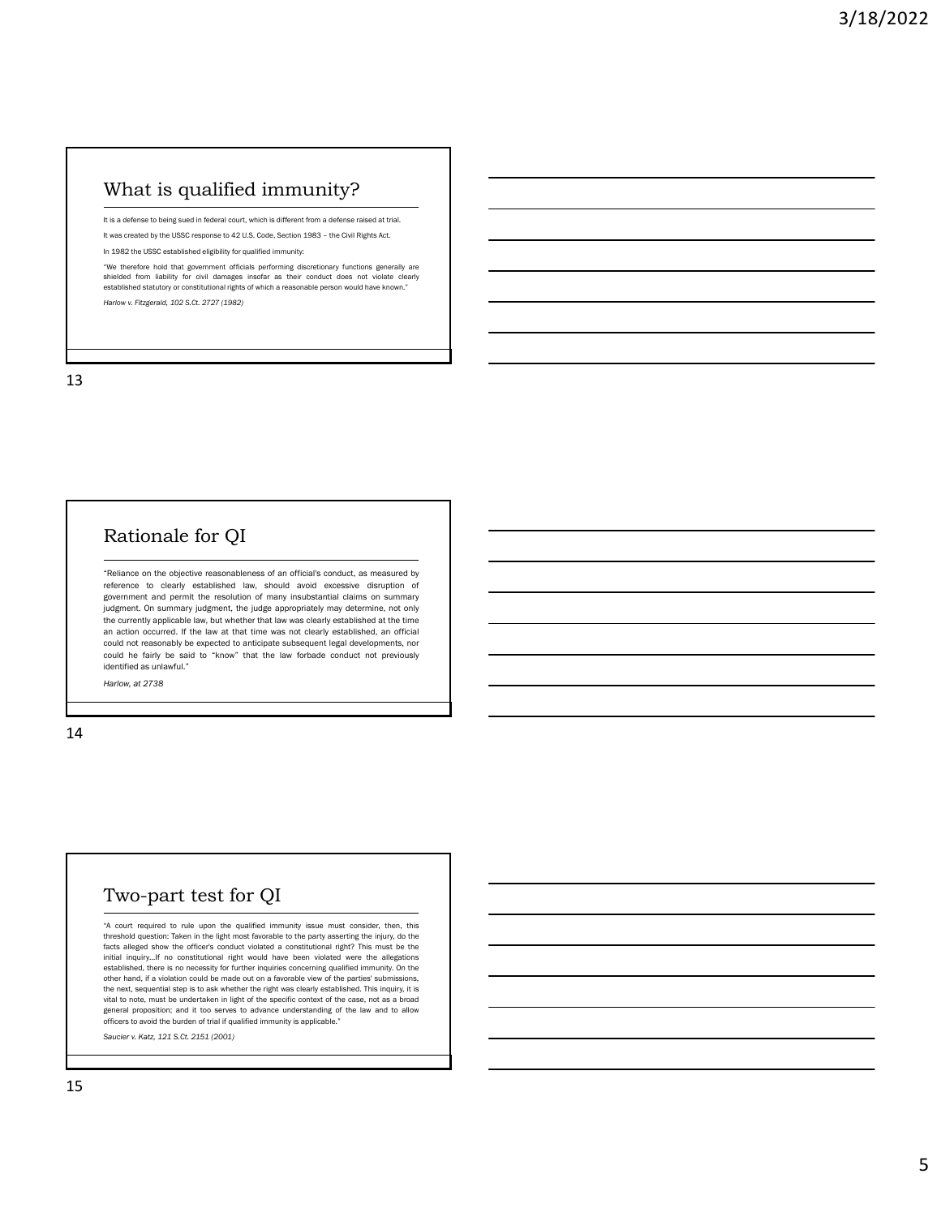## What is qualified immunity?

It is a defense to being sued in federal court, which is different from a defense raised at trial.

It was created by the USSC response to 42 U.S. Code, Section 1983 – the Civil Rights Act.

In 1982 the USSC established eligibility for qualified immunity:

"We therefore hold that government officials performing discretionary functions generally are shielded from liability for civil damages insofar as their conduct does not violate clearly established statutory or constitutional rights of which a reasonable person would have known."

*Harlow v. Fitzgerald, 102 S.Ct. 2727 (1982)*

## Rationale for QI

"Reliance on the objective reasonableness of an official's conduct, as measured by reference to clearly established law, should avoid excessive disruption of government and permit the resolution of many insubstantial claims on summary judgment. On summary judgment, the judge appropriately may determine, not only the currently applicable law, but whether that law was clearly established at the time an action occurred. If the law at that time was not clearly established, an official could not reasonably be expected to anticipate subsequent legal developments, nor could he fairly be said to "know" that the law forbade conduct not previously identified as unlawful."

*Harlow, at 2738*

## Two-part test for QI

"A court required to rule upon the qualified immunity issue must consider, then, this threshold question: Taken in the light most favorable to the party asserting the injury, do the facts alleged show the officer's conduct violated a constitutional right? This must be the initial inquiry…If no constitutional right would have been violated were the allegations established, there is no necessity for further inquiries concerning qualified immunity. On the other hand, if a violation could be made out on a favorable view of the parties' submissions, the next, sequential step is to ask whether the right was clearly established. This inquiry, it is vital to note, must be undertaken in light of the specific context of the case, not as a broad general proposition; and it too serves to advance understanding of the law and to allow officers to avoid the burden of trial if qualified immunity is applicable."

*Saucier v. Katz, 121 S.Ct. 2151 (2001)*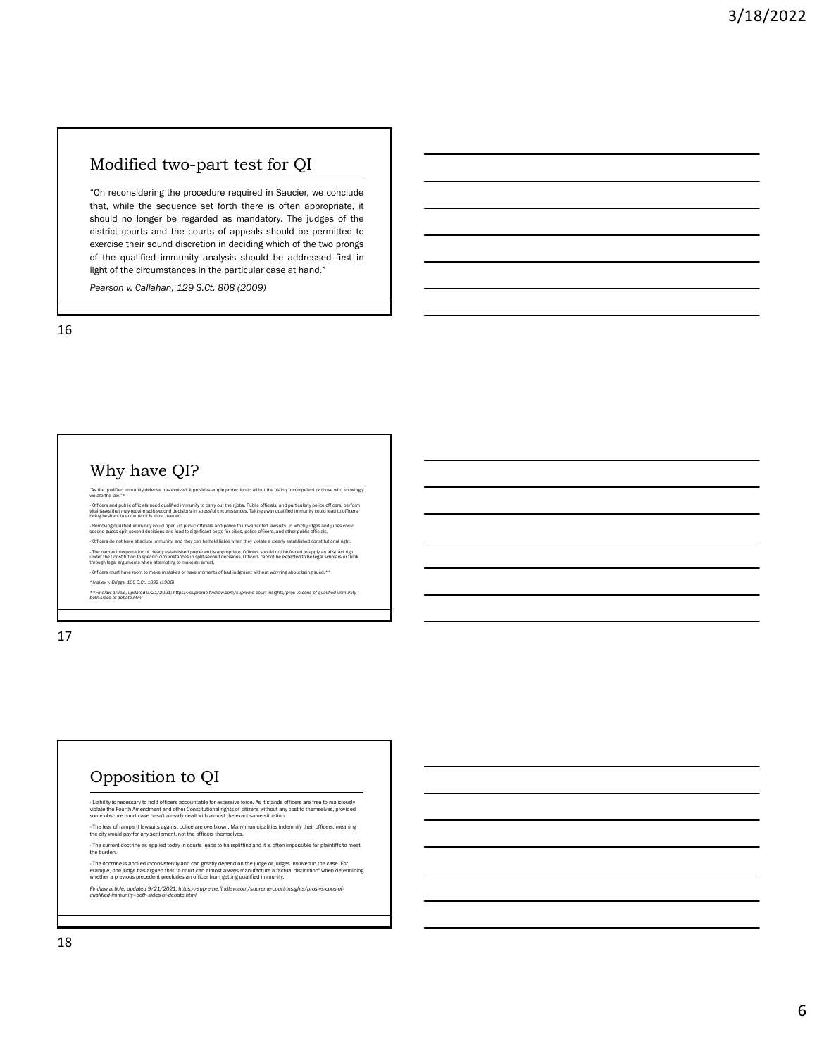## Modified two-part test for QI

"On reconsidering the procedure required in Saucier, we conclude that, while the sequence set forth there is often appropriate, it should no longer be regarded as mandatory. The judges of the district courts and the courts of appeals should be permitted to exercise their sound discretion in deciding which of the two prongs of the qualified immunity analysis should be addressed first in light of the circumstances in the particular case at hand."

*Pearson v. Callahan, 129 S.Ct. 808 (2009)*

## Why have QI?

"As the qualified immunity defense has evolved, it provides ample protection to all but the plainly incompetent or those who knowingly violate the law."*

- Officers and public officials need qualified immunity to carry out their jobs. Public officials, and particularly police officers, perform vital tasks that may require split-second decisions in stressful circumstances. Taking away qualified immunity could lead to officers being hesitant to act when it is most needed.

- Removing qualified immunity could open up public officials and police to unwarranted lawsuits, in which judges and juries could second-guess split-second decisions and lead to significant costs for cities, police officers, and other public officials.

- Officers do not have absolute immunity, and they can be held liable when they violate a clearly established constitutional right.

- The narrow interpretation of clearly established precedent is appropriate. Officers should not be forced to apply an abstract right under the Constitution to specific circumstances in split-second decisions. Officers cannot be expected to be legal scholars or think through legal arguments when attempting to make an arrest.

- Officers must have room to make mistakes or have moments of bad judgment without worrying about being sued.**

*\*Malley v. Briggs, 106 S.Ct. 1092 (1986)*

*\*\*Findlaw article, updated 9/21/2021; https://supreme.findlaw.com/supreme-court-insights/pros-vs-cons-of-qualified-immunity--both-sides-of-debate.html*

## Opposition to QI

- Liability is necessary to hold officers accountable for excessive force. As it stands officers are free to maliciously violate the Fourth Amendment and other Constitutional rights of citizens without any cost to themselves, provided some obscure court case hasn't already dealt with almost the exact same situation.

- The fear of rampant lawsuits against police are overblown. Many municipalities indemnify their officers, meaning the city would pay for any settlement, not the officers themselves.

- The current doctrine as applied today in courts leads to hairsplitting and it is often impossible for plaintiffs to meet the burden.

- The doctrine is applied inconsistently and can greatly depend on the judge or judges involved in the case. For example, one judge has argued that "a court can almost always manufacture a factual distinction" when determining whether a previous precedent precludes an officer from getting qualified immunity.

*Findlaw article, updated 9/21/2021; https://supreme.findlaw.com/supreme-court-insights/pros-vs-cons-of-qualified-immunity--both-sides-of-debate.html*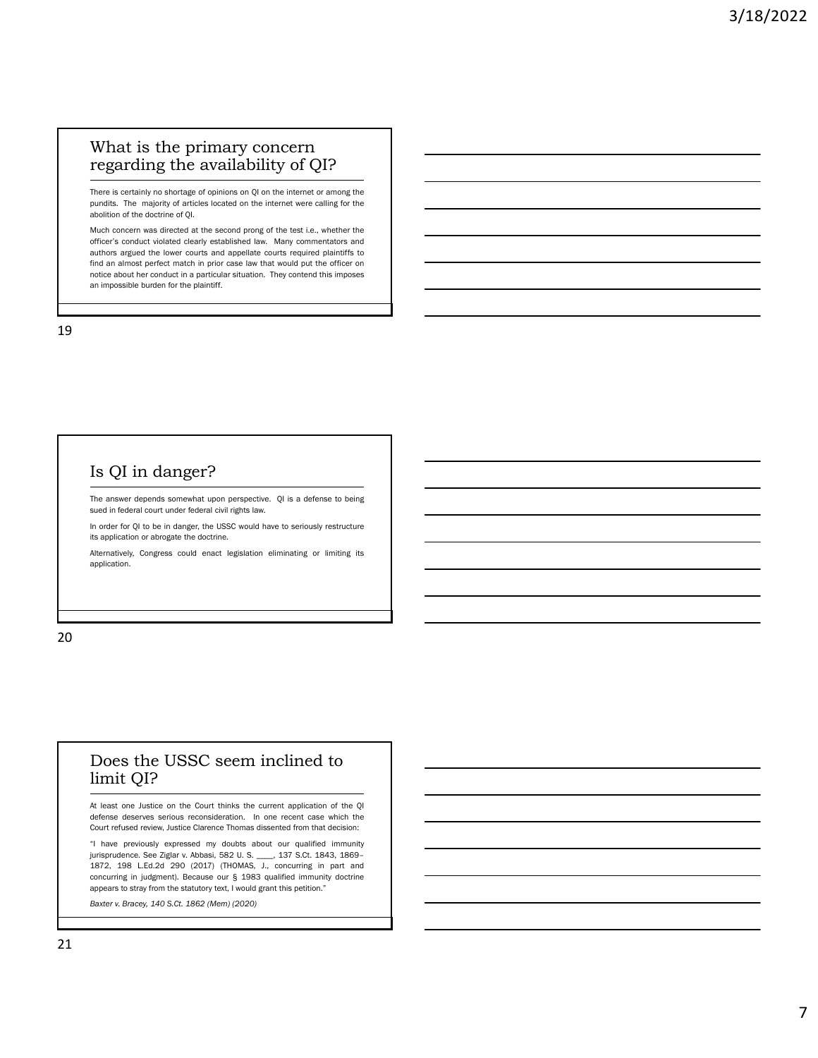## What is the primary concern regarding the availability of QI?

There is certainly no shortage of opinions on QI on the internet or among the pundits. The majority of articles located on the internet were calling for the abolition of the doctrine of QI.

Much concern was directed at the second prong of the test i.e., whether the officer's conduct violated clearly established law. Many commentators and authors argued the lower courts and appellate courts required plaintiffs to find an almost perfect match in prior case law that would put the officer on notice about her conduct in a particular situation. They contend this imposes an impossible burden for the plaintiff.

## Is QI in danger?

The answer depends somewhat upon perspective. QI is a defense to being sued in federal court under federal civil rights law.

In order for QI to be in danger, the USSC would have to seriously restructure its application or abrogate the doctrine.

Alternatively, Congress could enact legislation eliminating or limiting its application.

## Does the USSC seem inclined to limit QI?

At least one Justice on the Court thinks the current application of the QI defense deserves serious reconsideration. In one recent case which the Court refused review, Justice Clarence Thomas dissented from that decision:

"I have previously expressed my doubts about our qualified immunity jurisprudence. See Ziglar v. Abbasi, 582 U. S. ____, 137 S.Ct. 1843, 1869–1872, 198 L.Ed.2d 290 (2017) (THOMAS, J., concurring in part and concurring in judgment). Because our § 1983 qualified immunity doctrine appears to stray from the statutory text, I would grant this petition."

*Baxter v. Bracey, 140 S.Ct. 1862 (Mem) (2020)*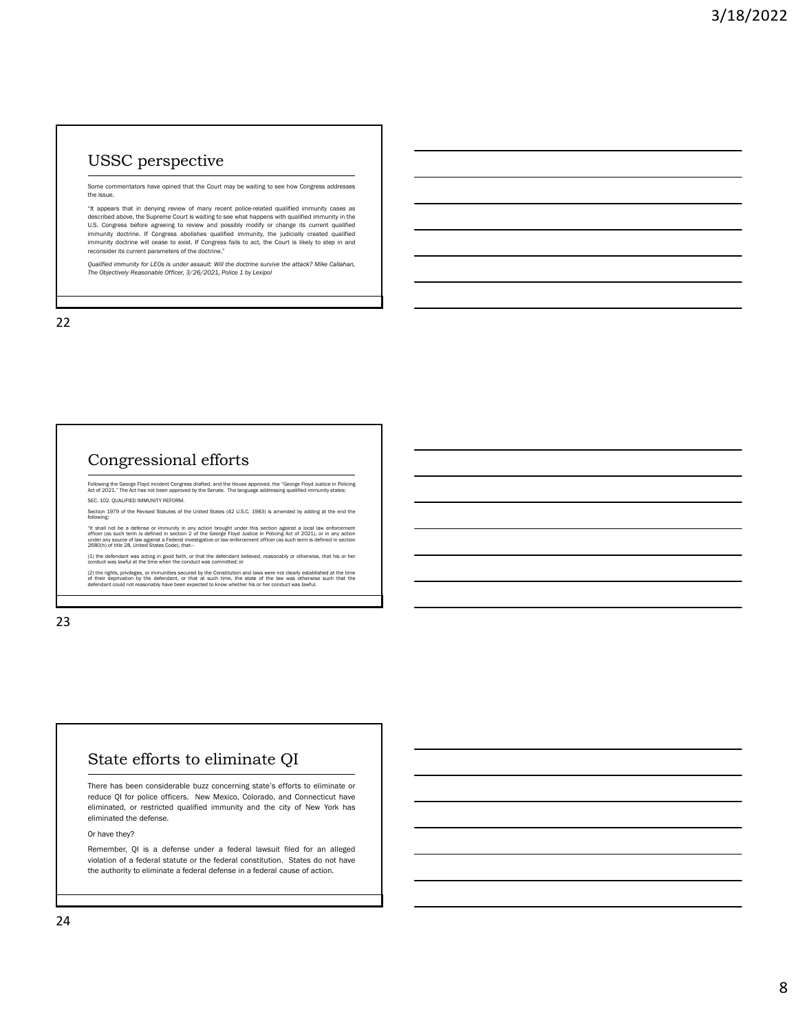## USSC perspective

Some commentators have opined that the Court may be waiting to see how Congress addresses the issue.

"It appears that in denying review of many recent police-related qualified immunity cases as described above, the Supreme Court is waiting to see what happens with qualified immunity in the U.S. Congress before agreeing to review and possibly modify or change its current qualified immunity doctrine. If Congress abolishes qualified immunity, the judicially created qualified immunity doctrine will cease to exist. If Congress fails to act, the Court is likely to step in and reconsider its current parameters of the doctrine."

*Qualified immunity for LEOs is under assault: Will the doctrine survive the attack? Mike Callahan, The Objectively Reasonable Officer, 3/26/2021, Police 1 by Lexipol*

## Congressional efforts

Following the George Floyd incident Congress drafted, and the House approved, the "George Floyd Justice in Policing Act of 2021." The Act has not been approved by the Senate. The language addressing qualified immunity states:

SEC. 102. QUALIFIED IMMUNITY REFORM.

Section 1979 of the Revised Statutes of the United States (42 U.S.C. 1983) is amended by adding at the end the following:

"It shall not be a defense or immunity in any action brought under this section against a local law enforcement officer (as such term is defined in section 2 of the George Floyd Justice in Policing Act of 2021), or in any action under any source of law against a Federal investigative or law enforcement officer (as such term is defined in section 2680(h) of title 28, United States Code), that—

(1) the defendant was acting in good faith, or that the defendant believed, reasonably or otherwise, that his or her conduct was lawful at the time when the conduct was committed; or

(2) the rights, privileges, or immunities secured by the Constitution and laws were not clearly established at the time of their deprivation by the defendant, or that at such time, the state of the law was otherwise such that the defendant could not reasonably have been expected to know whether his or her conduct was lawful.

## State efforts to eliminate QI

There has been considerable buzz concerning state's efforts to eliminate or reduce QI for police officers. New Mexico, Colorado, and Connecticut have eliminated, or restricted qualified immunity and the city of New York has eliminated the defense.

Or have they?

Remember, QI is a defense under a federal lawsuit filed for an alleged violation of a federal statute or the federal constitution. States do not have the authority to eliminate a federal defense in a federal cause of action.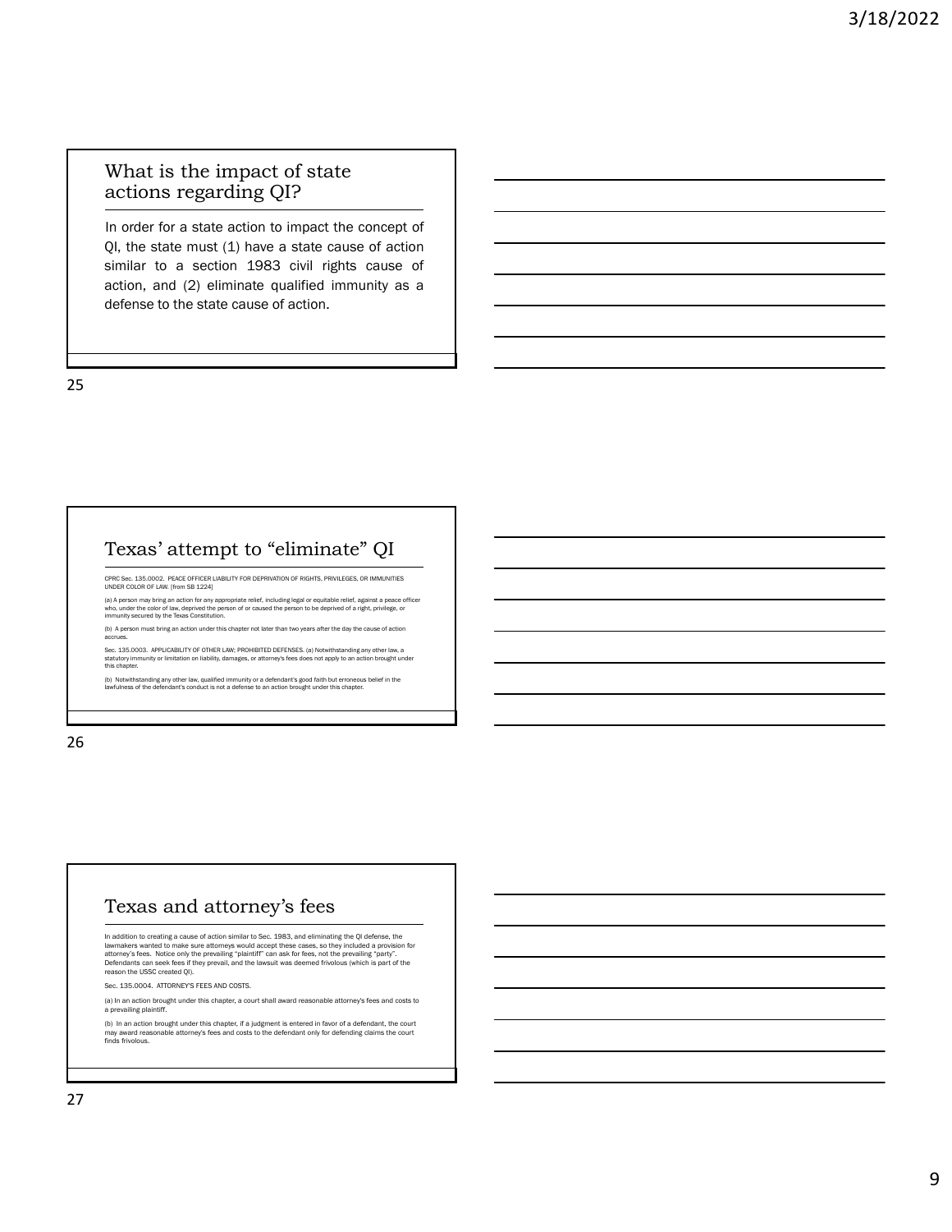## What is the impact of state actions regarding QI?

In order for a state action to impact the concept of QI, the state must (1) have a state cause of action similar to a section 1983 civil rights cause of action, and (2) eliminate qualified immunity as a defense to the state cause of action.

## Texas' attempt to "eliminate" QI

CPRC Sec. 135.0002. PEACE OFFICER LIABILITY FOR DEPRIVATION OF RIGHTS, PRIVILEGES, OR IMMUNITIES UNDER COLOR OF LAW. [from SB 1224]

(a) A person may bring an action for any appropriate relief, including legal or equitable relief, against a peace officer who, under the color of law, deprived the person of or caused the person to be deprived of a right, privilege, or immunity secured by the Texas Constitution.

(b) A person must bring an action under this chapter not later than two years after the day the cause of action accrues.

Sec. 135.0003. APPLICABILITY OF OTHER LAW; PROHIBITED DEFENSES. (a) Notwithstanding any other law, a statutory immunity or limitation on liability, damages, or attorney's fees does not apply to an action brought under this chapter.

(b) Notwithstanding any other law, qualified immunity or a defendant's good faith but erroneous belief in the lawfulness of the defendant's conduct is not a defense to an action brought under this chapter.

## Texas and attorney's fees

In addition to creating a cause of action similar to Sec. 1983, and eliminating the QI defense, the lawmakers wanted to make sure attorneys would accept these cases, so they included a provision for attorney's fees. Notice only the prevailing "plaintiff" can ask for fees, not the prevailing "party". Defendants can seek fees if they prevail, and the lawsuit was deemed frivolous (which is part of the reason the USSC created QI).

Sec. 135.0004. ATTORNEY'S FEES AND COSTS.

(a) In an action brought under this chapter, a court shall award reasonable attorney's fees and costs to a prevailing plaintiff.

(b) In an action brought under this chapter, if a judgment is entered in favor of a defendant, the court may award reasonable attorney's fees and costs to the defendant only for defending claims the court finds frivolous.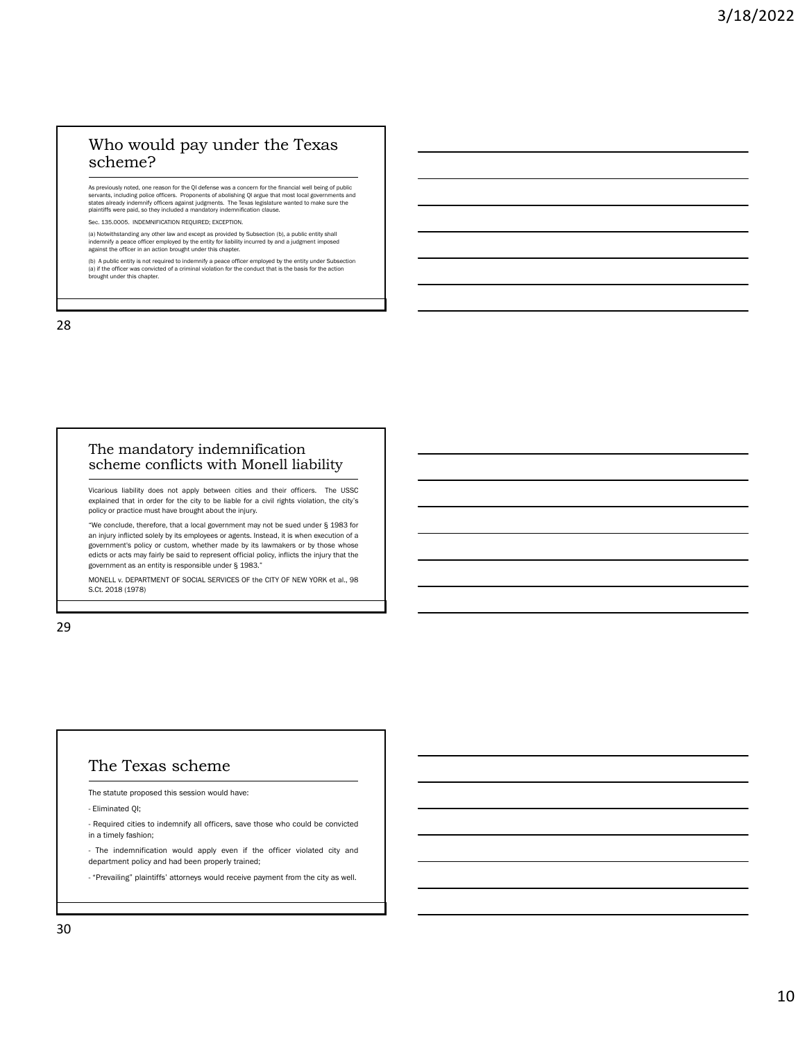## Who would pay under the Texas scheme?

As previously noted, one reason for the QI defense was a concern for the financial well being of public servants, including police officers. Proponents of abolishing QI argue that most local governments and states already indemnify officers against judgments. The Texas legislature wanted to make sure the plaintiffs were paid, so they included a mandatory indemnification clause.

Sec. 135.0005. INDEMNIFICATION REQUIRED; EXCEPTION.

(a) Notwithstanding any other law and except as provided by Subsection (b), a public entity shall indemnify a peace officer employed by the entity for liability incurred by and a judgment imposed against the officer in an action brought under this chapter.

(b) A public entity is not required to indemnify a peace officer employed by the entity under Subsection (a) if the officer was convicted of a criminal violation for the conduct that is the basis for the action brought under this chapter.

## The mandatory indemnification scheme conflicts with Monell liability

Vicarious liability does not apply between cities and their officers. The USSC explained that in order for the city to be liable for a civil rights violation, the city's policy or practice must have brought about the injury.

"We conclude, therefore, that a local government may not be sued under § 1983 for an injury inflicted solely by its employees or agents. Instead, it is when execution of a government's policy or custom, whether made by its lawmakers or by those whose edicts or acts may fairly be said to represent official policy, inflicts the injury that the government as an entity is responsible under § 1983."

MONELL v. DEPARTMENT OF SOCIAL SERVICES OF the CITY OF NEW YORK et al., 98 S.Ct. 2018 (1978)

## The Texas scheme

The statute proposed this session would have:

- Eliminated QI;
- Required cities to indemnify all officers, save those who could be convicted in a timely fashion;
- The indemnification would apply even if the officer violated city and department policy and had been properly trained;
- "Prevailing" plaintiffs' attorneys would receive payment from the city as well.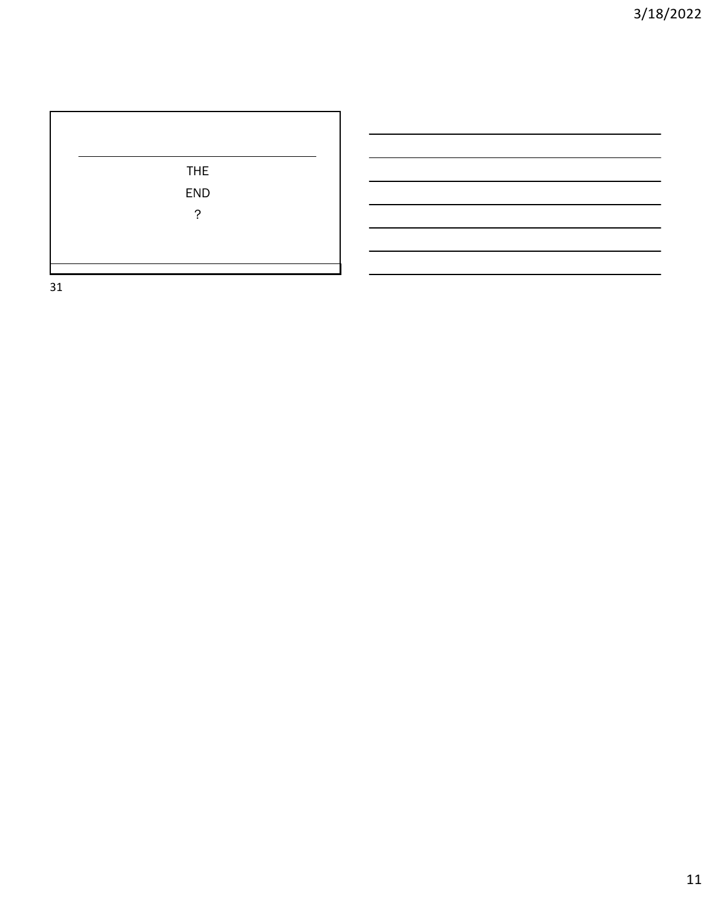THE

END

?